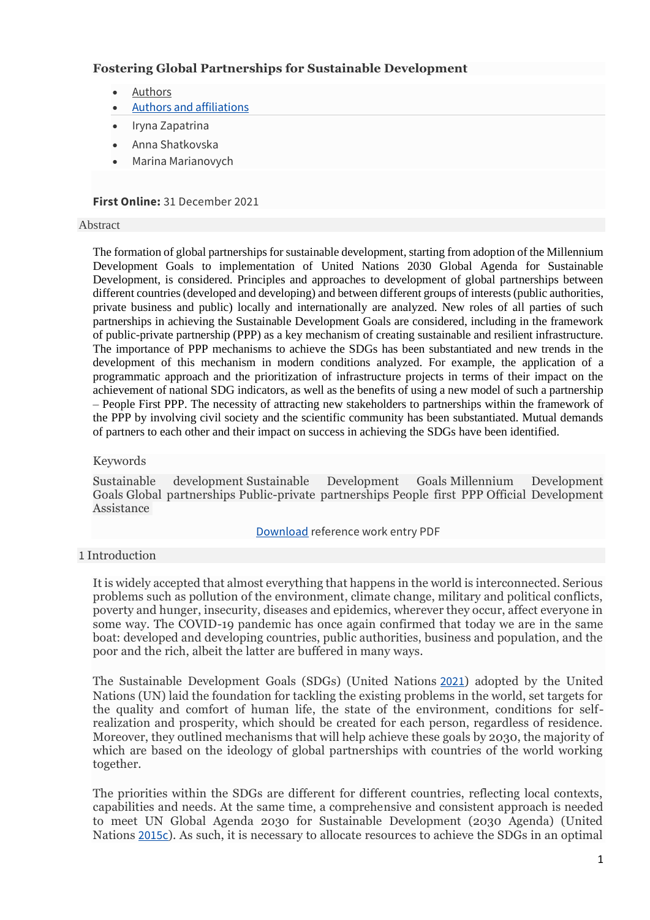# Fostering Global Partnerships for Sustainable Development

- Authors
- Authors and affiliations
- Iryna Zapatrina
- Anna Shatkovska
- Marina Marianovych

**First Online:** 31 December 2021

## Abstract

The formation of global partnerships for sustainable development, starting from adoption of the Millennium Development Goals to implementation of United Nations 2030 Global Agenda for Sustainable Development, is considered. Principles and approaches to development of global partnerships between different countries (developed and developing) and between different groups of interests (public authorities, private business and public) locally and internationally are analyzed. New roles of all parties of such partnerships in achieving the Sustainable Development Goals are considered, including in the framework of public-private partnership (PPP) as a key mechanism of creating sustainable and resilient infrastructure. The importance of PPP mechanisms to achieve the SDGs has been substantiated and new trends in the development of this mechanism in modern conditions analyzed. For example, the application of a programmatic approach and the prioritization of infrastructure projects in terms of their impact on the achievement of national SDG indicators, as well as the benefits of using a new model of such a partnership – People First PPP. The necessity of attracting new stakeholders to partnerships within the framework of the PPP by involving civil society and the scientific community has been substantiated. Mutual demands of partners to each other and their impact on success in achieving the SDGs have been identified.

### Keywords

Sustainable development Sustainable Development Goals Millennium Development Goals Global partnerships Public-private partnerships People first PPP Official Development Assistance

Download reference work entry PDF

## 1 Introduction

It is widely accepted that almost everything that happens in the world is interconnected. Serious problems such as pollution of the environment, climate change, military and political conflicts, poverty and hunger, insecurity, diseases and epidemics, wherever they occur, affect everyone in some way. The COVID-19 pandemic has once again confirmed that today we are in the same boat: developed and developing countries, public authorities, business and population, and the poor and the rich, albeit the latter are buffered in many ways.

The Sustainable Development Goals (SDGs) (United Nations 2021) adopted by the United Nations (UN) laid the foundation for tackling the existing problems in the world, set targets for the quality and comfort of human life, the state of the environment, conditions for self-realization and prosperity, which should be created for each person, regardless of residence. Moreover, they outlined mechanisms that will help achieve these goals by 2030, the majority of which are based on the ideology of global partnerships with countries of the world working together.

The priorities within the SDGs are different for different countries, reflecting local contexts, capabilities and needs. At the same time, a comprehensive and consistent approach is needed to meet UN Global Agenda 2030 for Sustainable Development (2030 Agenda) (United Nations 2015c). As such, it is necessary to allocate resources to achieve the SDGs in an optimal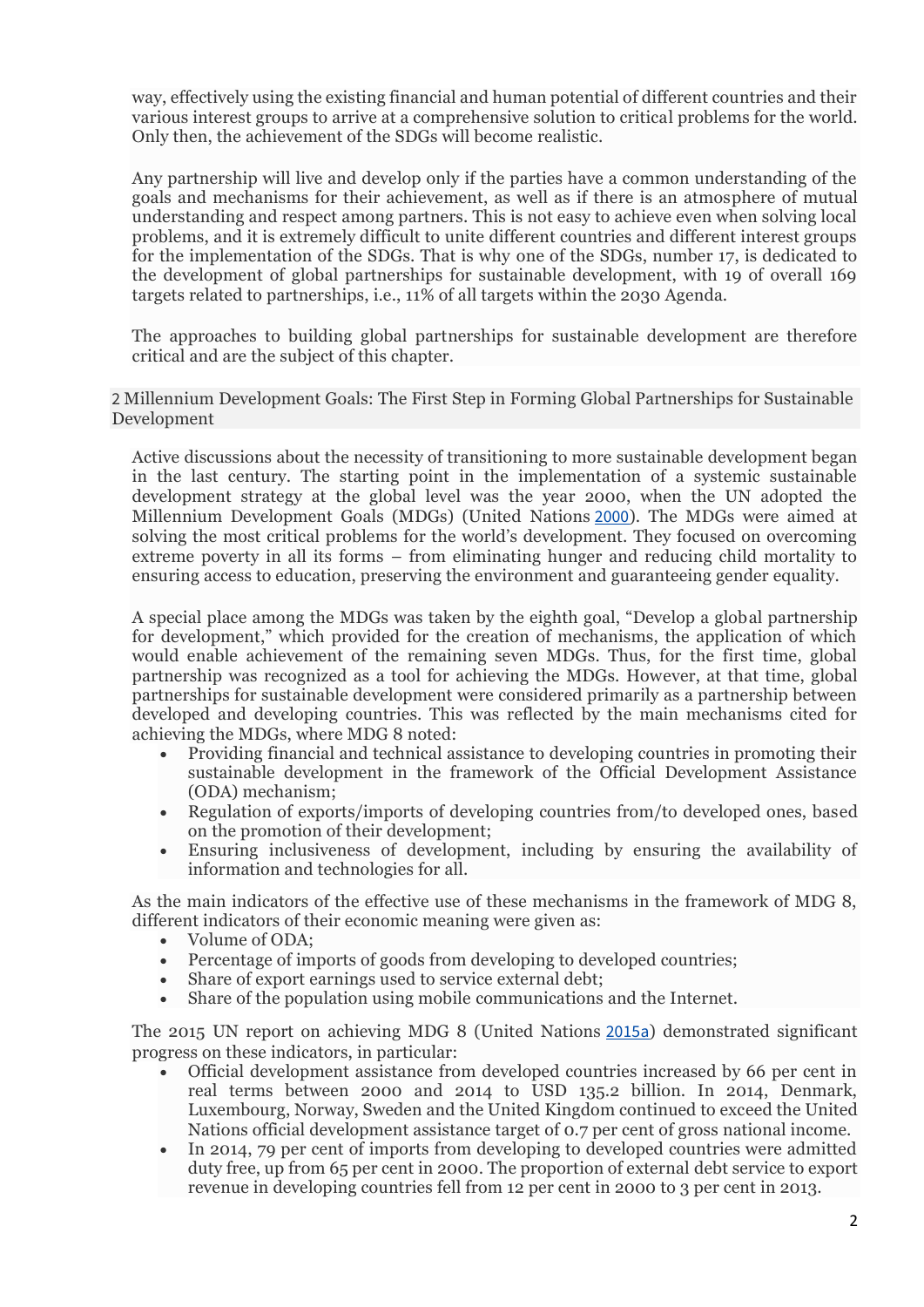way, effectively using the existing financial and human potential of different countries and their various interest groups to arrive at a comprehensive solution to critical problems for the world. Only then, the achievement of the SDGs will become realistic.

Any partnership will live and develop only if the parties have a common understanding of the goals and mechanisms for their achievement, as well as if there is an atmosphere of mutual understanding and respect among partners. This is not easy to achieve even when solving local problems, and it is extremely difficult to unite different countries and different interest groups for the implementation of the SDGs. That is why one of the SDGs, number 17, is dedicated to the development of global partnerships for sustainable development, with 19 of overall 169 targets related to partnerships, i.e., 11% of all targets within the 2030 Agenda.

The approaches to building global partnerships for sustainable development are therefore critical and are the subject of this chapter.

## 2 Millennium Development Goals: The First Step in Forming Global Partnerships for Sustainable Development

Active discussions about the necessity of transitioning to more sustainable development began in the last century. The starting point in the implementation of a systemic sustainable development strategy at the global level was the year 2000, when the UN adopted the Millennium Development Goals (MDGs) (United Nations 2000). The MDGs were aimed at solving the most critical problems for the world's development. They focused on overcoming extreme poverty in all its forms – from eliminating hunger and reducing child mortality to ensuring access to education, preserving the environment and guaranteeing gender equality.

A special place among the MDGs was taken by the eighth goal, "Develop a global partnership for development," which provided for the creation of mechanisms, the application of which would enable achievement of the remaining seven MDGs. Thus, for the first time, global partnership was recognized as a tool for achieving the MDGs. However, at that time, global partnerships for sustainable development were considered primarily as a partnership between developed and developing countries. This was reflected by the main mechanisms cited for achieving the MDGs, where MDG 8 noted:

- Providing financial and technical assistance to developing countries in promoting their sustainable development in the framework of the Official Development Assistance (ODA) mechanism;
- Regulation of exports/imports of developing countries from/to developed ones, based on the promotion of their development;
- Ensuring inclusiveness of development, including by ensuring the availability of information and technologies for all.

As the main indicators of the effective use of these mechanisms in the framework of MDG 8, different indicators of their economic meaning were given as:

- Volume of ODA;
- Percentage of imports of goods from developing to developed countries;
- Share of export earnings used to service external debt;
- Share of the population using mobile communications and the Internet.

The 2015 UN report on achieving MDG 8 (United Nations 2015a) demonstrated significant progress on these indicators, in particular:

- Official development assistance from developed countries increased by 66 per cent in real terms between 2000 and 2014 to USD 135.2 billion. In 2014, Denmark, Luxembourg, Norway, Sweden and the United Kingdom continued to exceed the United Nations official development assistance target of 0.7 per cent of gross national income.
- In 2014, 79 per cent of imports from developing to developed countries were admitted duty free, up from 65 per cent in 2000. The proportion of external debt service to export revenue in developing countries fell from 12 per cent in 2000 to 3 per cent in 2013.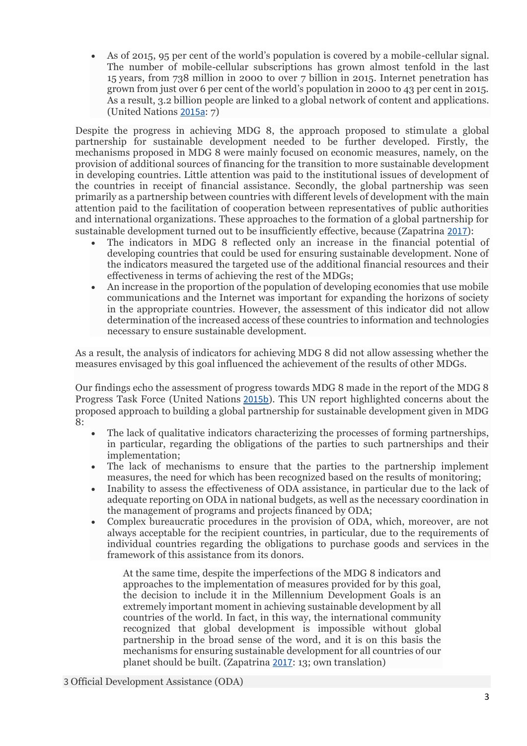- As of 2015, 95 per cent of the world's population is covered by a mobile-cellular signal. The number of mobile-cellular subscriptions has grown almost tenfold in the last 15 years, from 738 million in 2000 to over 7 billion in 2015. Internet penetration has grown from just over 6 per cent of the world's population in 2000 to 43 per cent in 2015. As a result, 3.2 billion people are linked to a global network of content and applications. (United Nations 2015a: 7)

Despite the progress in achieving MDG 8, the approach proposed to stimulate a global partnership for sustainable development needed to be further developed. Firstly, the mechanisms proposed in MDG 8 were mainly focused on economic measures, namely, on the provision of additional sources of financing for the transition to more sustainable development in developing countries. Little attention was paid to the institutional issues of development of the countries in receipt of financial assistance. Secondly, the global partnership was seen primarily as a partnership between countries with different levels of development with the main attention paid to the facilitation of cooperation between representatives of public authorities and international organizations. These approaches to the formation of a global partnership for sustainable development turned out to be insufficiently effective, because (Zapatrina 2017):

- The indicators in MDG 8 reflected only an increase in the financial potential of developing countries that could be used for ensuring sustainable development. None of the indicators measured the targeted use of the additional financial resources and their effectiveness in terms of achieving the rest of the MDGs;
- An increase in the proportion of the population of developing economies that use mobile communications and the Internet was important for expanding the horizons of society in the appropriate countries. However, the assessment of this indicator did not allow determination of the increased access of these countries to information and technologies necessary to ensure sustainable development.

As a result, the analysis of indicators for achieving MDG 8 did not allow assessing whether the measures envisaged by this goal influenced the achievement of the results of other MDGs.

Our findings echo the assessment of progress towards MDG 8 made in the report of the MDG 8 Progress Task Force (United Nations 2015b). This UN report highlighted concerns about the proposed approach to building a global partnership for sustainable development given in MDG 8:

- The lack of qualitative indicators characterizing the processes of forming partnerships, in particular, regarding the obligations of the parties to such partnerships and their implementation;
- The lack of mechanisms to ensure that the parties to the partnership implement measures, the need for which has been recognized based on the results of monitoring;
- Inability to assess the effectiveness of ODA assistance, in particular due to the lack of adequate reporting on ODA in national budgets, as well as the necessary coordination in the management of programs and projects financed by ODA;
- Complex bureaucratic procedures in the provision of ODA, which, moreover, are not always acceptable for the recipient countries, in particular, due to the requirements of individual countries regarding the obligations to purchase goods and services in the framework of this assistance from its donors.

> At the same time, despite the imperfections of the MDG 8 indicators and approaches to the implementation of measures provided for by this goal, the decision to include it in the Millennium Development Goals is an extremely important moment in achieving sustainable development by all countries of the world. In fact, in this way, the international community recognized that global development is impossible without global partnership in the broad sense of the word, and it is on this basis the mechanisms for ensuring sustainable development for all countries of our planet should be built. (Zapatrina 2017: 13; own translation)

## 3 Official Development Assistance (ODA)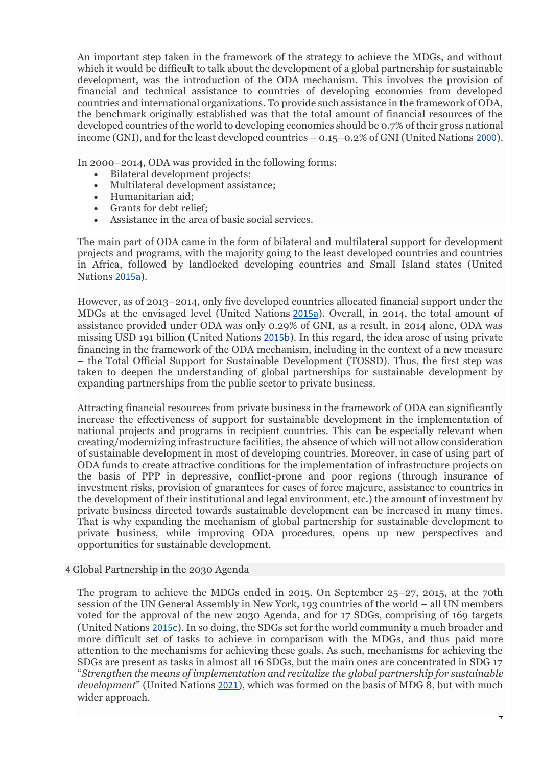An important step taken in the framework of the strategy to achieve the MDGs, and without which it would be difficult to talk about the development of a global partnership for sustainable development, was the introduction of the ODA mechanism. This involves the provision of financial and technical assistance to countries of developing economies from developed countries and international organizations. To provide such assistance in the framework of ODA, the benchmark originally established was that the total amount of financial resources of the developed countries of the world to developing economies should be 0.7% of their gross national income (GNI), and for the least developed countries – 0.15–0.2% of GNI (United Nations 2000).

In 2000–2014, ODA was provided in the following forms:

- Bilateral development projects;
- Multilateral development assistance;
- Humanitarian aid;
- Grants for debt relief;
- Assistance in the area of basic social services.

The main part of ODA came in the form of bilateral and multilateral support for development projects and programs, with the majority going to the least developed countries and countries in Africa, followed by landlocked developing countries and Small Island states (United Nations 2015a).

However, as of 2013–2014, only five developed countries allocated financial support under the MDGs at the envisaged level (United Nations 2015a). Overall, in 2014, the total amount of assistance provided under ODA was only 0.29% of GNI, as a result, in 2014 alone, ODA was missing USD 191 billion (United Nations 2015b). In this regard, the idea arose of using private financing in the framework of the ODA mechanism, including in the context of a new measure – the Total Official Support for Sustainable Development (TOSSD). Thus, the first step was taken to deepen the understanding of global partnerships for sustainable development by expanding partnerships from the public sector to private business.

Attracting financial resources from private business in the framework of ODA can significantly increase the effectiveness of support for sustainable development in the implementation of national projects and programs in recipient countries. This can be especially relevant when creating/modernizing infrastructure facilities, the absence of which will not allow consideration of sustainable development in most of developing countries. Moreover, in case of using part of ODA funds to create attractive conditions for the implementation of infrastructure projects on the basis of PPP in depressive, conflict-prone and poor regions (through insurance of investment risks, provision of guarantees for cases of force majeure, assistance to countries in the development of their institutional and legal environment, etc.) the amount of investment by private business directed towards sustainable development can be increased in many times. That is why expanding the mechanism of global partnership for sustainable development to private business, while improving ODA procedures, opens up new perspectives and opportunities for sustainable development.

## 4 Global Partnership in the 2030 Agenda

The program to achieve the MDGs ended in 2015. On September 25–27, 2015, at the 70th session of the UN General Assembly in New York, 193 countries of the world – all UN members voted for the approval of the new 2030 Agenda, and for 17 SDGs, comprising of 169 targets (United Nations 2015c). In so doing, the SDGs set for the world community a much broader and more difficult set of tasks to achieve in comparison with the MDGs, and thus paid more attention to the mechanisms for achieving these goals. As such, mechanisms for achieving the SDGs are present as tasks in almost all 16 SDGs, but the main ones are concentrated in SDG 17 "*Strengthen the means of implementation and revitalize the global partnership for sustainable development*" (United Nations 2021), which was formed on the basis of MDG 8, but with much wider approach.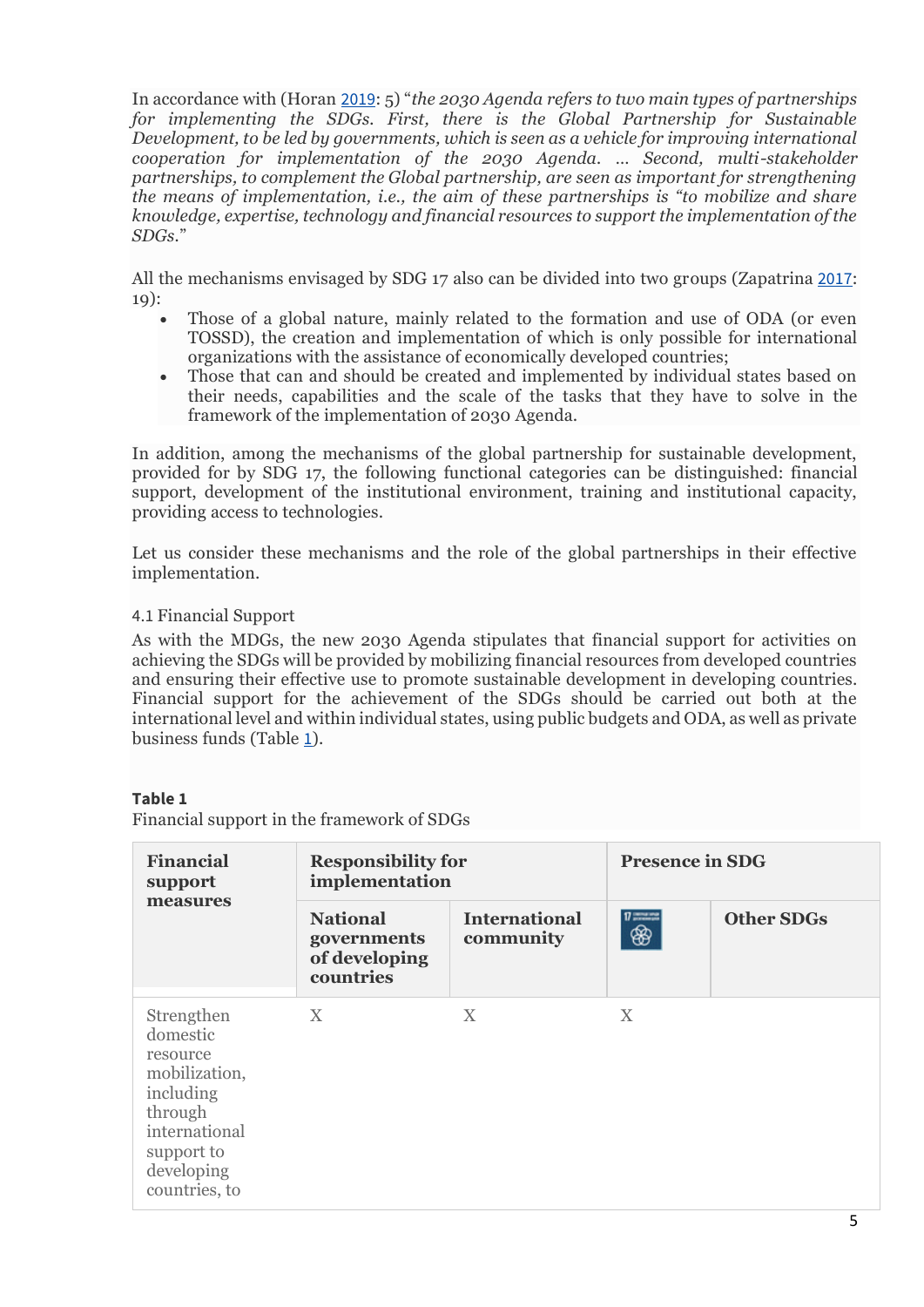In accordance with (Horan 2019: 5) "*the 2030 Agenda refers to two main types of partnerships for implementing the SDGs. First, there is the Global Partnership for Sustainable Development, to be led by governments, which is seen as a vehicle for improving international cooperation for implementation of the 2030 Agenda. … Second, multi-stakeholder partnerships, to complement the Global partnership, are seen as important for strengthening the means of implementation, i.e., the aim of these partnerships is "to mobilize and share knowledge, expertise, technology and financial resources to support the implementation of the SDGs.*"

All the mechanisms envisaged by SDG 17 also can be divided into two groups (Zapatrina 2017: 19):

- Those of a global nature, mainly related to the formation and use of ODA (or even TOSSD), the creation and implementation of which is only possible for international organizations with the assistance of economically developed countries;
- Those that can and should be created and implemented by individual states based on their needs, capabilities and the scale of the tasks that they have to solve in the framework of the implementation of 2030 Agenda.

In addition, among the mechanisms of the global partnership for sustainable development, provided for by SDG 17, the following functional categories can be distinguished: financial support, development of the institutional environment, training and institutional capacity, providing access to technologies.

Let us consider these mechanisms and the role of the global partnerships in their effective implementation.

### 4.1 Financial Support

As with the MDGs, the new 2030 Agenda stipulates that financial support for activities on achieving the SDGs will be provided by mobilizing financial resources from developed countries and ensuring their effective use to promote sustainable development in developing countries. Financial support for the achievement of the SDGs should be carried out both at the international level and within individual states, using public budgets and ODA, as well as private business funds (Table 1).

**Table 1**

Financial support in the framework of SDGs

| Financial support measures | Responsibility for implementation | | Presence in SDG | |
|---|---|---|---|---|
| | National governments of developing countries | International community | SDG 17 | Other SDGs |
| Strengthen domestic resource mobilization, including through international support to developing countries, to | X | X | X | |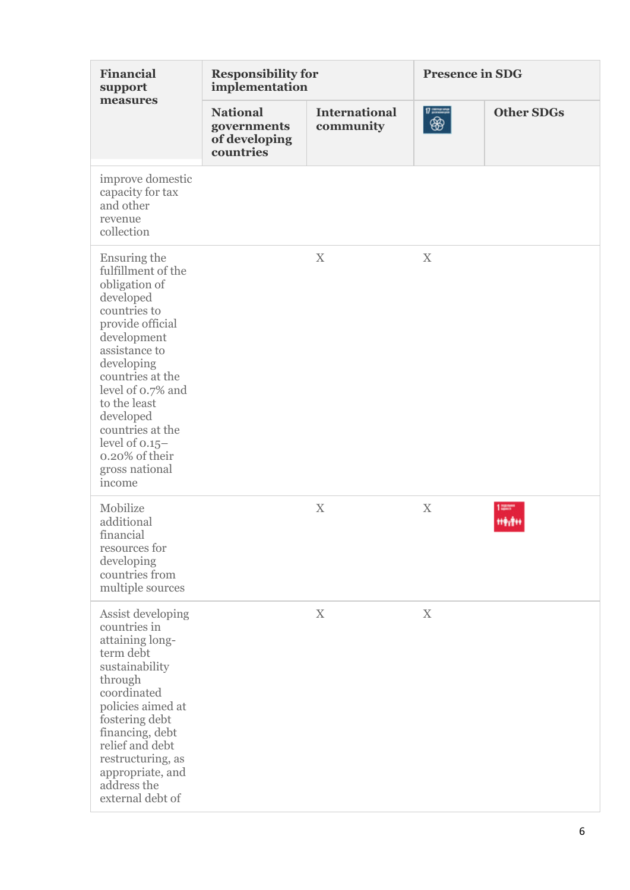| Financial support measures | Responsibility for implementation | | Presence in SDG | |
|---|---|---|---|---|
| | National governments of developing countries | International community | SDG 17 | Other SDGs |
| improve domestic capacity for tax and other revenue collection | | | | |
| Ensuring the fulfillment of the obligation of developed countries to provide official development assistance to developing countries at the level of 0.7% and to the least developed countries at the level of 0.15–0.20% of their gross national income | | X | X | |
| Mobilize additional financial resources for developing countries from multiple sources | | X | X | SDG 1 |
| Assist developing countries in attaining long-term debt sustainability through coordinated policies aimed at fostering debt financing, debt relief and debt restructuring, as appropriate, and address the external debt of | | X | X | |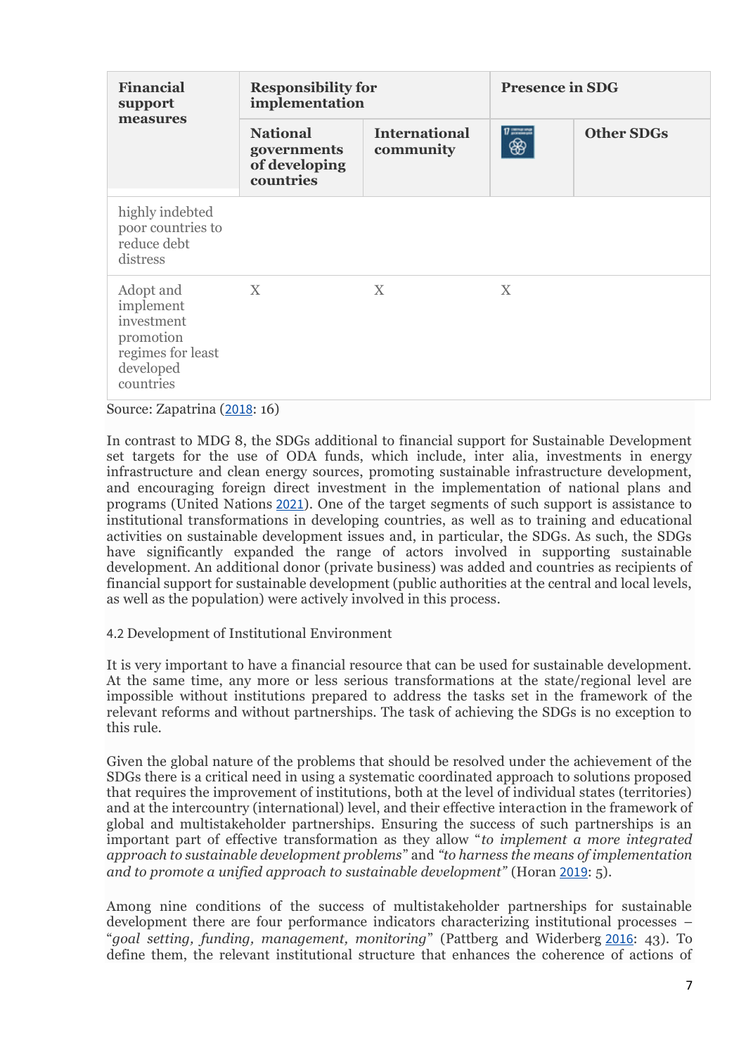| Financial support measures | Responsibility for implementation | | Presence in SDG | |
|---|---|---|---|---|
| | National governments of developing countries | International community | 17 | Other SDGs |
| highly indebted poor countries to reduce debt distress | | | | |
| Adopt and implement investment promotion regimes for least developed countries | X | X | X | |

Source: Zapatrina (2018: 16)

In contrast to MDG 8, the SDGs additional to financial support for Sustainable Development set targets for the use of ODA funds, which include, inter alia, investments in energy infrastructure and clean energy sources, promoting sustainable infrastructure development, and encouraging foreign direct investment in the implementation of national plans and programs (United Nations 2021). One of the target segments of such support is assistance to institutional transformations in developing countries, as well as to training and educational activities on sustainable development issues and, in particular, the SDGs. As such, the SDGs have significantly expanded the range of actors involved in supporting sustainable development. An additional donor (private business) was added and countries as recipients of financial support for sustainable development (public authorities at the central and local levels, as well as the population) were actively involved in this process.

### 4.2 Development of Institutional Environment

It is very important to have a financial resource that can be used for sustainable development. At the same time, any more or less serious transformations at the state/regional level are impossible without institutions prepared to address the tasks set in the framework of the relevant reforms and without partnerships. The task of achieving the SDGs is no exception to this rule.

Given the global nature of the problems that should be resolved under the achievement of the SDGs there is a critical need in using a systematic coordinated approach to solutions proposed that requires the improvement of institutions, both at the level of individual states (territories) and at the intercountry (international) level, and their effective interaction in the framework of global and multistakeholder partnerships. Ensuring the success of such partnerships is an important part of effective transformation as they allow "*to implement a more integrated approach to sustainable development problems*" and *"to harness the means of implementation and to promote a unified approach to sustainable development"* (Horan 2019: 5).

Among nine conditions of the success of multistakeholder partnerships for sustainable development there are four performance indicators characterizing institutional processes – "*goal setting, funding, management, monitoring*" (Pattberg and Widerberg 2016: 43). To define them, the relevant institutional structure that enhances the coherence of actions of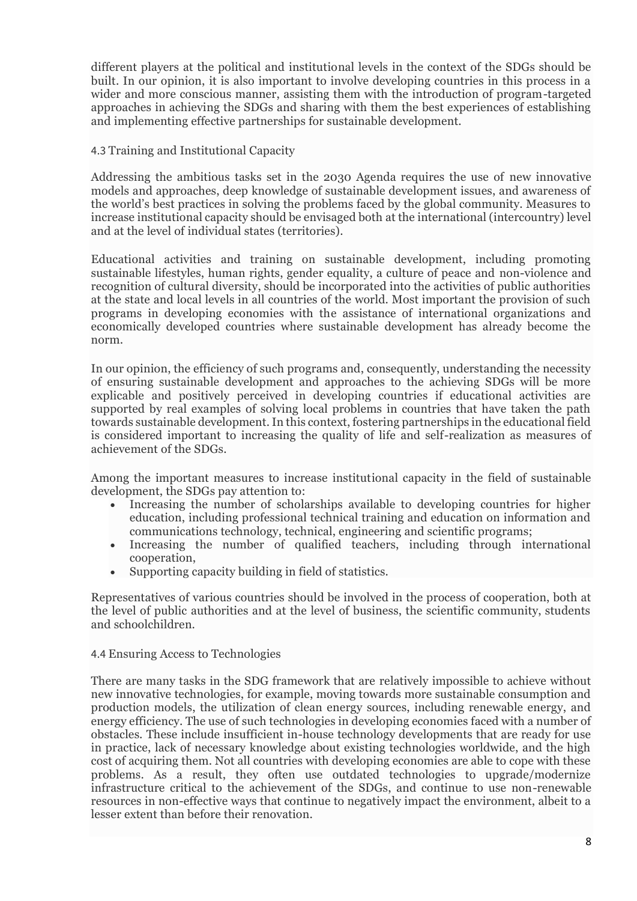different players at the political and institutional levels in the context of the SDGs should be built. In our opinion, it is also important to involve developing countries in this process in a wider and more conscious manner, assisting them with the introduction of program-targeted approaches in achieving the SDGs and sharing with them the best experiences of establishing and implementing effective partnerships for sustainable development.

### 4.3 Training and Institutional Capacity

Addressing the ambitious tasks set in the 2030 Agenda requires the use of new innovative models and approaches, deep knowledge of sustainable development issues, and awareness of the world's best practices in solving the problems faced by the global community. Measures to increase institutional capacity should be envisaged both at the international (intercountry) level and at the level of individual states (territories).

Educational activities and training on sustainable development, including promoting sustainable lifestyles, human rights, gender equality, a culture of peace and non-violence and recognition of cultural diversity, should be incorporated into the activities of public authorities at the state and local levels in all countries of the world. Most important the provision of such programs in developing economies with the assistance of international organizations and economically developed countries where sustainable development has already become the norm.

In our opinion, the efficiency of such programs and, consequently, understanding the necessity of ensuring sustainable development and approaches to the achieving SDGs will be more explicable and positively perceived in developing countries if educational activities are supported by real examples of solving local problems in countries that have taken the path towards sustainable development. In this context, fostering partnerships in the educational field is considered important to increasing the quality of life and self-realization as measures of achievement of the SDGs.

Among the important measures to increase institutional capacity in the field of sustainable development, the SDGs pay attention to:

- Increasing the number of scholarships available to developing countries for higher education, including professional technical training and education on information and communications technology, technical, engineering and scientific programs;
- Increasing the number of qualified teachers, including through international cooperation,
- Supporting capacity building in field of statistics.

Representatives of various countries should be involved in the process of cooperation, both at the level of public authorities and at the level of business, the scientific community, students and schoolchildren.

### 4.4 Ensuring Access to Technologies

There are many tasks in the SDG framework that are relatively impossible to achieve without new innovative technologies, for example, moving towards more sustainable consumption and production models, the utilization of clean energy sources, including renewable energy, and energy efficiency. The use of such technologies in developing economies faced with a number of obstacles. These include insufficient in-house technology developments that are ready for use in practice, lack of necessary knowledge about existing technologies worldwide, and the high cost of acquiring them. Not all countries with developing economies are able to cope with these problems. As a result, they often use outdated technologies to upgrade/modernize infrastructure critical to the achievement of the SDGs, and continue to use non-renewable resources in non-effective ways that continue to negatively impact the environment, albeit to a lesser extent than before their renovation.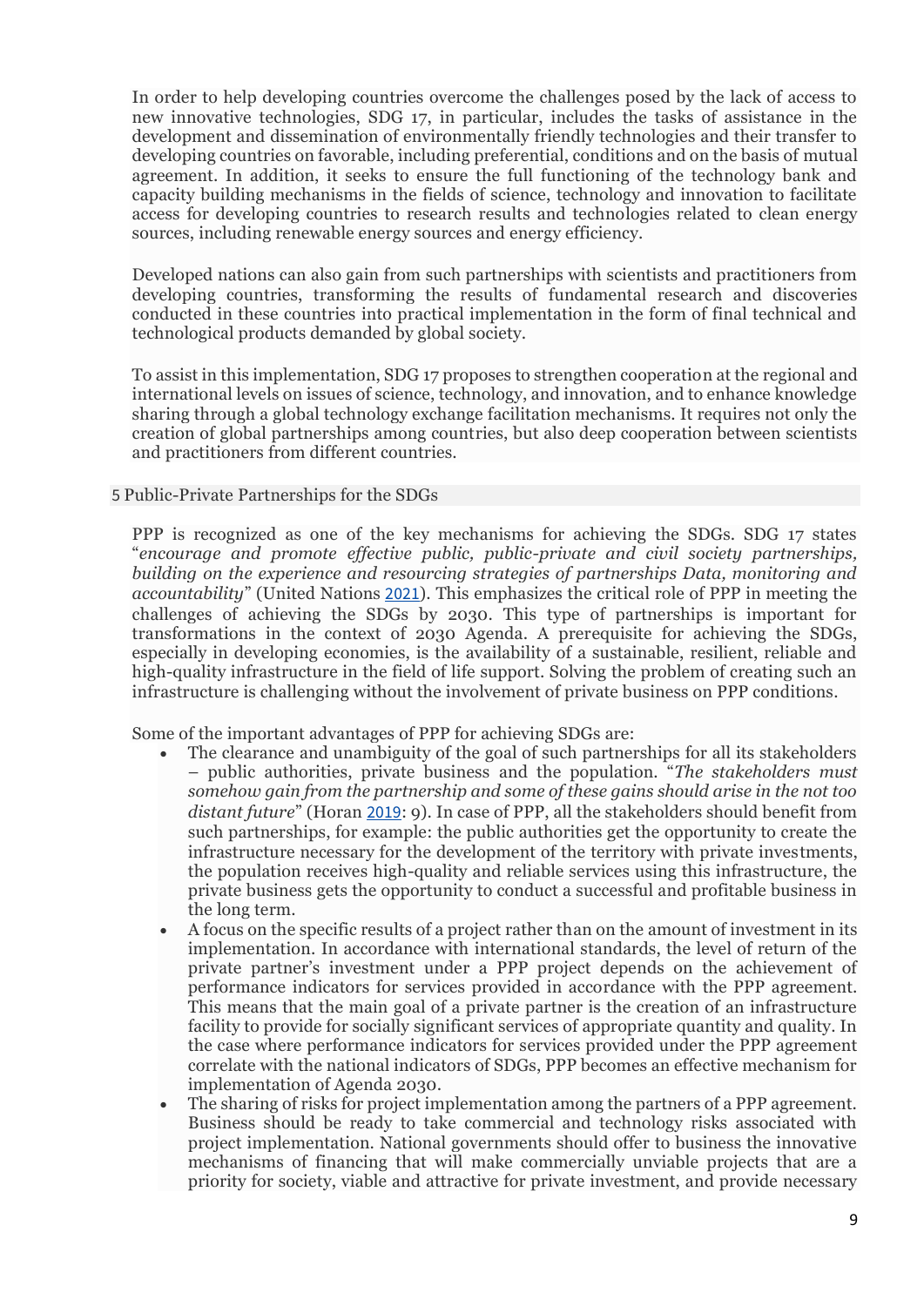In order to help developing countries overcome the challenges posed by the lack of access to new innovative technologies, SDG 17, in particular, includes the tasks of assistance in the development and dissemination of environmentally friendly technologies and their transfer to developing countries on favorable, including preferential, conditions and on the basis of mutual agreement. In addition, it seeks to ensure the full functioning of the technology bank and capacity building mechanisms in the fields of science, technology and innovation to facilitate access for developing countries to research results and technologies related to clean energy sources, including renewable energy sources and energy efficiency.

Developed nations can also gain from such partnerships with scientists and practitioners from developing countries, transforming the results of fundamental research and discoveries conducted in these countries into practical implementation in the form of final technical and technological products demanded by global society.

To assist in this implementation, SDG 17 proposes to strengthen cooperation at the regional and international levels on issues of science, technology, and innovation, and to enhance knowledge sharing through a global technology exchange facilitation mechanisms. It requires not only the creation of global partnerships among countries, but also deep cooperation between scientists and practitioners from different countries.

## 5 Public-Private Partnerships for the SDGs

PPP is recognized as one of the key mechanisms for achieving the SDGs. SDG 17 states "*encourage and promote effective public, public-private and civil society partnerships, building on the experience and resourcing strategies of partnerships Data, monitoring and accountability*" (United Nations 2021). This emphasizes the critical role of PPP in meeting the challenges of achieving the SDGs by 2030. This type of partnerships is important for transformations in the context of 2030 Agenda. A prerequisite for achieving the SDGs, especially in developing economies, is the availability of a sustainable, resilient, reliable and high-quality infrastructure in the field of life support. Solving the problem of creating such an infrastructure is challenging without the involvement of private business on PPP conditions.

Some of the important advantages of PPP for achieving SDGs are:

- The clearance and unambiguity of the goal of such partnerships for all its stakeholders – public authorities, private business and the population. "*The stakeholders must somehow gain from the partnership and some of these gains should arise in the not too distant future*" (Horan 2019: 9). In case of PPP, all the stakeholders should benefit from such partnerships, for example: the public authorities get the opportunity to create the infrastructure necessary for the development of the territory with private investments, the population receives high-quality and reliable services using this infrastructure, the private business gets the opportunity to conduct a successful and profitable business in the long term.
- A focus on the specific results of a project rather than on the amount of investment in its implementation. In accordance with international standards, the level of return of the private partner's investment under a PPP project depends on the achievement of performance indicators for services provided in accordance with the PPP agreement. This means that the main goal of a private partner is the creation of an infrastructure facility to provide for socially significant services of appropriate quantity and quality. In the case where performance indicators for services provided under the PPP agreement correlate with the national indicators of SDGs, PPP becomes an effective mechanism for implementation of Agenda 2030.
- The sharing of risks for project implementation among the partners of a PPP agreement. Business should be ready to take commercial and technology risks associated with project implementation. National governments should offer to business the innovative mechanisms of financing that will make commercially unviable projects that are a priority for society, viable and attractive for private investment, and provide necessary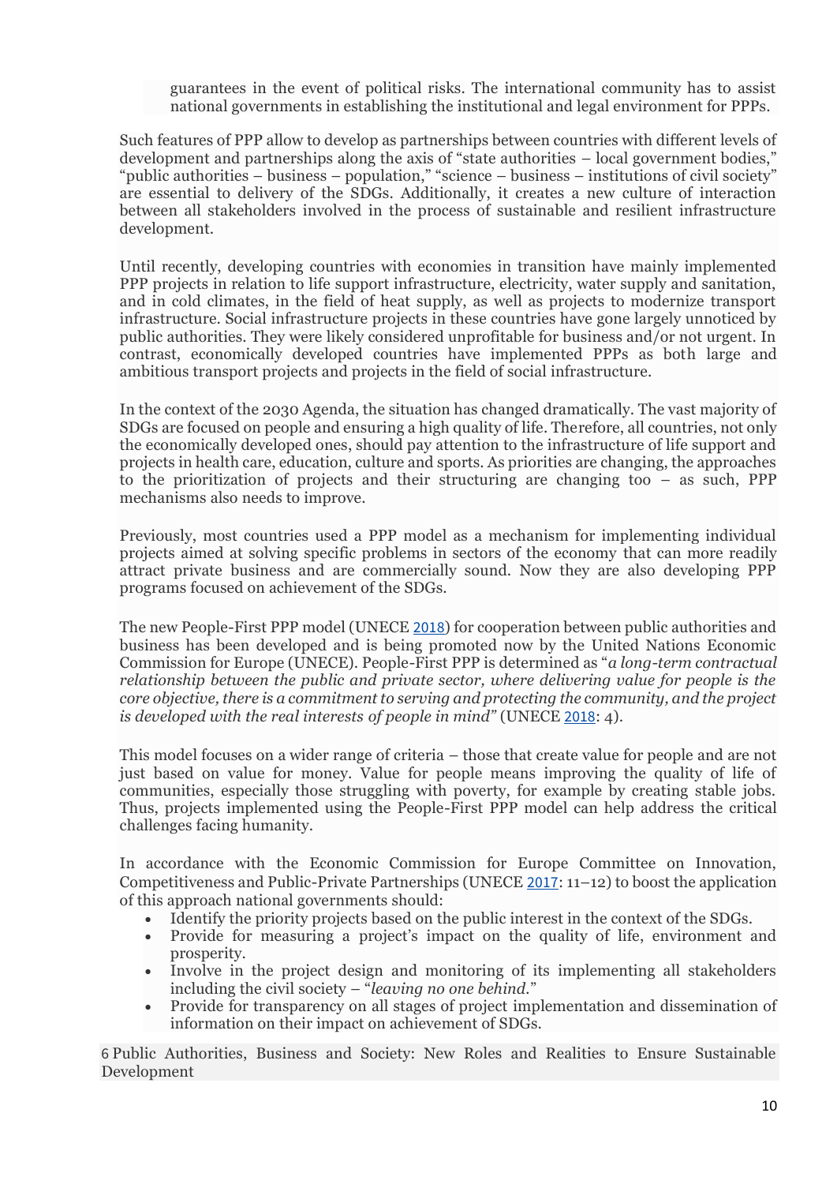guarantees in the event of political risks. The international community has to assist national governments in establishing the institutional and legal environment for PPPs.

Such features of PPP allow to develop as partnerships between countries with different levels of development and partnerships along the axis of "state authorities – local government bodies," "public authorities – business – population," "science – business – institutions of civil society" are essential to delivery of the SDGs. Additionally, it creates a new culture of interaction between all stakeholders involved in the process of sustainable and resilient infrastructure development.

Until recently, developing countries with economies in transition have mainly implemented PPP projects in relation to life support infrastructure, electricity, water supply and sanitation, and in cold climates, in the field of heat supply, as well as projects to modernize transport infrastructure. Social infrastructure projects in these countries have gone largely unnoticed by public authorities. They were likely considered unprofitable for business and/or not urgent. In contrast, economically developed countries have implemented PPPs as both large and ambitious transport projects and projects in the field of social infrastructure.

In the context of the 2030 Agenda, the situation has changed dramatically. The vast majority of SDGs are focused on people and ensuring a high quality of life. Therefore, all countries, not only the economically developed ones, should pay attention to the infrastructure of life support and projects in health care, education, culture and sports. As priorities are changing, the approaches to the prioritization of projects and their structuring are changing too – as such, PPP mechanisms also needs to improve.

Previously, most countries used a PPP model as a mechanism for implementing individual projects aimed at solving specific problems in sectors of the economy that can more readily attract private business and are commercially sound. Now they are also developing PPP programs focused on achievement of the SDGs.

The new People-First PPP model (UNECE 2018) for cooperation between public authorities and business has been developed and is being promoted now by the United Nations Economic Commission for Europe (UNECE). People-First PPP is determined as "*a long-term contractual relationship between the public and private sector, where delivering value for people is the core objective, there is a commitment to serving and protecting the community, and the project is developed with the real interests of people in mind*" (UNECE 2018: 4).

This model focuses on a wider range of criteria – those that create value for people and are not just based on value for money. Value for people means improving the quality of life of communities, especially those struggling with poverty, for example by creating stable jobs. Thus, projects implemented using the People-First PPP model can help address the critical challenges facing humanity.

In accordance with the Economic Commission for Europe Committee on Innovation, Competitiveness and Public-Private Partnerships (UNECE 2017: 11–12) to boost the application of this approach national governments should:

- Identify the priority projects based on the public interest in the context of the SDGs.
- Provide for measuring a project's impact on the quality of life, environment and prosperity.
- Involve in the project design and monitoring of its implementing all stakeholders including the civil society – "*leaving no one behind.*"
- Provide for transparency on all stages of project implementation and dissemination of information on their impact on achievement of SDGs.

6 Public Authorities, Business and Society: New Roles and Realities to Ensure Sustainable Development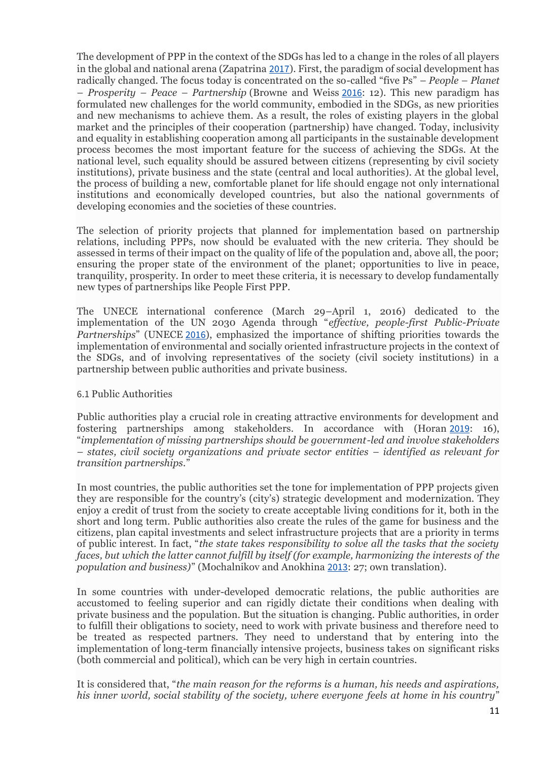The development of PPP in the context of the SDGs has led to a change in the roles of all players in the global and national arena (Zapatrina 2017). First, the paradigm of social development has radically changed. The focus today is concentrated on the so-called "five Ps" – *People – Planet – Prosperity – Peace – Partnership* (Browne and Weiss 2016: 12). This new paradigm has formulated new challenges for the world community, embodied in the SDGs, as new priorities and new mechanisms to achieve them. As a result, the roles of existing players in the global market and the principles of their cooperation (partnership) have changed. Today, inclusivity and equality in establishing cooperation among all participants in the sustainable development process becomes the most important feature for the success of achieving the SDGs. At the national level, such equality should be assured between citizens (representing by civil society institutions), private business and the state (central and local authorities). At the global level, the process of building a new, comfortable planet for life should engage not only international institutions and economically developed countries, but also the national governments of developing economies and the societies of these countries.

The selection of priority projects that planned for implementation based on partnership relations, including PPPs, now should be evaluated with the new criteria. They should be assessed in terms of their impact on the quality of life of the population and, above all, the poor; ensuring the proper state of the environment of the planet; opportunities to live in peace, tranquility, prosperity. In order to meet these criteria, it is necessary to develop fundamentally new types of partnerships like People First PPP.

The UNECE international conference (March 29–April 1, 2016) dedicated to the implementation of the UN 2030 Agenda through "*effective, people-first Public-Private Partnerships*" (UNECE 2016), emphasized the importance of shifting priorities towards the implementation of environmental and socially oriented infrastructure projects in the context of the SDGs, and of involving representatives of the society (civil society institutions) in a partnership between public authorities and private business.

### 6.1 Public Authorities

Public authorities play a crucial role in creating attractive environments for development and fostering partnerships among stakeholders. In accordance with (Horan 2019: 16), "*implementation of missing partnerships should be government-led and involve stakeholders – states, civil society organizations and private sector entities – identified as relevant for transition partnerships.*"

In most countries, the public authorities set the tone for implementation of PPP projects given they are responsible for the country's (city's) strategic development and modernization. They enjoy a credit of trust from the society to create acceptable living conditions for it, both in the short and long term. Public authorities also create the rules of the game for business and the citizens, plan capital investments and select infrastructure projects that are a priority in terms of public interest. In fact, "*the state takes responsibility to solve all the tasks that the society faces, but which the latter cannot fulfill by itself (for example, harmonizing the interests of the population and business)*" (Mochalnikov and Anokhina 2013: 27; own translation).

In some countries with under-developed democratic relations, the public authorities are accustomed to feeling superior and can rigidly dictate their conditions when dealing with private business and the population. But the situation is changing. Public authorities, in order to fulfill their obligations to society, need to work with private business and therefore need to be treated as respected partners. They need to understand that by entering into the implementation of long-term financially intensive projects, business takes on significant risks (both commercial and political), which can be very high in certain countries.

It is considered that, "*the main reason for the reforms is a human, his needs and aspirations, his inner world, social stability of the society, where everyone feels at home in his country*"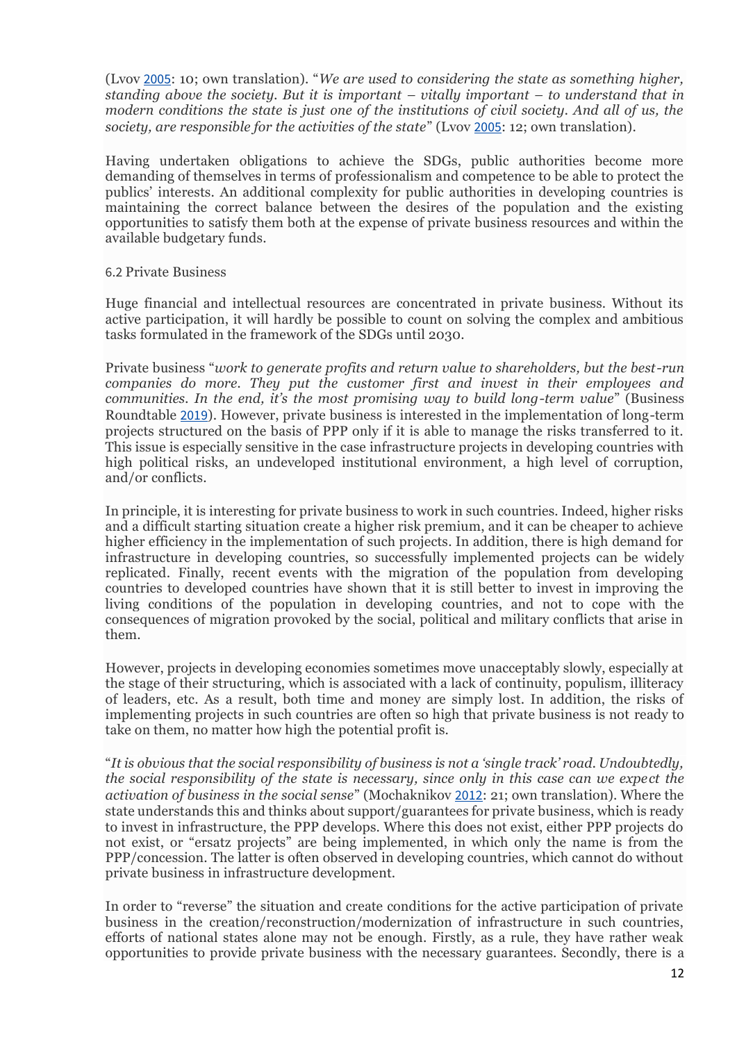(Lvov 2005: 10; own translation). "*We are used to considering the state as something higher, standing above the society. But it is important – vitally important – to understand that in modern conditions the state is just one of the institutions of civil society. And all of us, the society, are responsible for the activities of the state*" (Lvov 2005: 12; own translation).

Having undertaken obligations to achieve the SDGs, public authorities become more demanding of themselves in terms of professionalism and competence to be able to protect the publics' interests. An additional complexity for public authorities in developing countries is maintaining the correct balance between the desires of the population and the existing opportunities to satisfy them both at the expense of private business resources and within the available budgetary funds.

### 6.2 Private Business

Huge financial and intellectual resources are concentrated in private business. Without its active participation, it will hardly be possible to count on solving the complex and ambitious tasks formulated in the framework of the SDGs until 2030.

Private business "*work to generate profits and return value to shareholders, but the best-run companies do more. They put the customer first and invest in their employees and communities. In the end, it's the most promising way to build long-term value*" (Business Roundtable 2019). However, private business is interested in the implementation of long-term projects structured on the basis of PPP only if it is able to manage the risks transferred to it. This issue is especially sensitive in the case infrastructure projects in developing countries with high political risks, an undeveloped institutional environment, a high level of corruption, and/or conflicts.

In principle, it is interesting for private business to work in such countries. Indeed, higher risks and a difficult starting situation create a higher risk premium, and it can be cheaper to achieve higher efficiency in the implementation of such projects. In addition, there is high demand for infrastructure in developing countries, so successfully implemented projects can be widely replicated. Finally, recent events with the migration of the population from developing countries to developed countries have shown that it is still better to invest in improving the living conditions of the population in developing countries, and not to cope with the consequences of migration provoked by the social, political and military conflicts that arise in them.

However, projects in developing economies sometimes move unacceptably slowly, especially at the stage of their structuring, which is associated with a lack of continuity, populism, illiteracy of leaders, etc. As a result, both time and money are simply lost. In addition, the risks of implementing projects in such countries are often so high that private business is not ready to take on them, no matter how high the potential profit is.

"*It is obvious that the social responsibility of business is not a 'single track' road. Undoubtedly, the social responsibility of the state is necessary, since only in this case can we expect the activation of business in the social sense*" (Mochaknikov 2012: 21; own translation). Where the state understands this and thinks about support/guarantees for private business, which is ready to invest in infrastructure, the PPP develops. Where this does not exist, either PPP projects do not exist, or "ersatz projects" are being implemented, in which only the name is from the PPP/concession. The latter is often observed in developing countries, which cannot do without private business in infrastructure development.

In order to "reverse" the situation and create conditions for the active participation of private business in the creation/reconstruction/modernization of infrastructure in such countries, efforts of national states alone may not be enough. Firstly, as a rule, they have rather weak opportunities to provide private business with the necessary guarantees. Secondly, there is a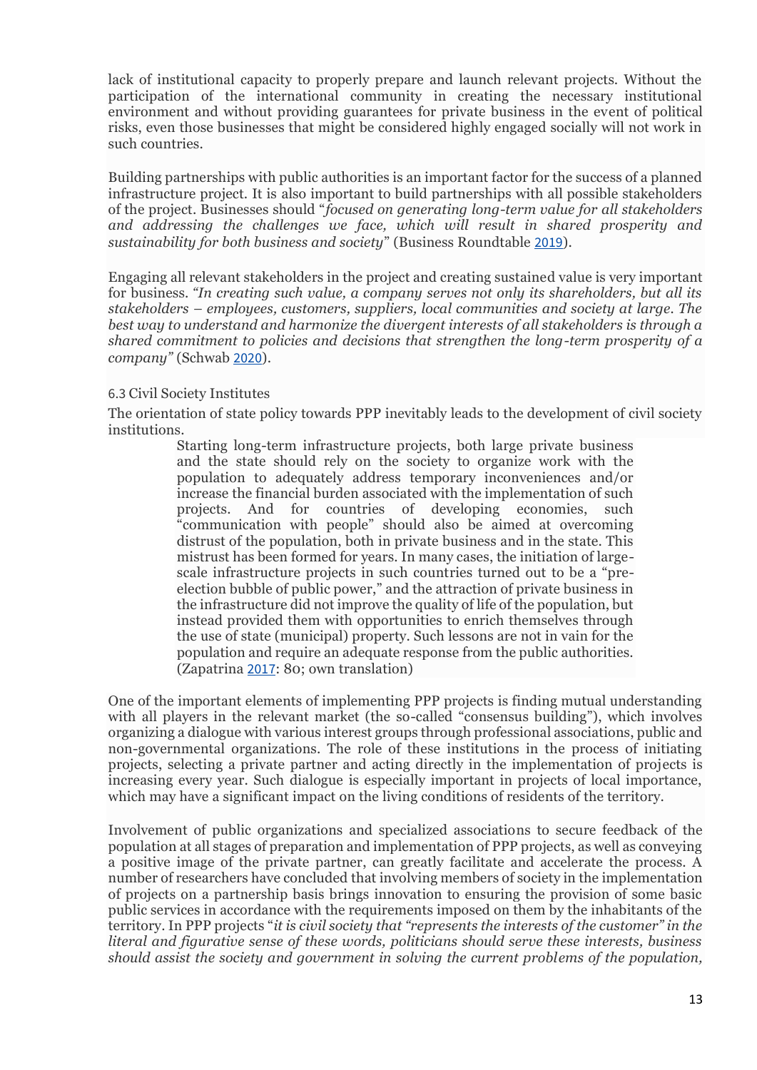lack of institutional capacity to properly prepare and launch relevant projects. Without the participation of the international community in creating the necessary institutional environment and without providing guarantees for private business in the event of political risks, even those businesses that might be considered highly engaged socially will not work in such countries.

Building partnerships with public authorities is an important factor for the success of a planned infrastructure project. It is also important to build partnerships with all possible stakeholders of the project. Businesses should "*focused on generating long-term value for all stakeholders and addressing the challenges we face, which will result in shared prosperity and sustainability for both business and society*" (Business Roundtable 2019).

Engaging all relevant stakeholders in the project and creating sustained value is very important for business. *"In creating such value, a company serves not only its shareholders, but all its stakeholders – employees, customers, suppliers, local communities and society at large. The best way to understand and harmonize the divergent interests of all stakeholders is through a shared commitment to policies and decisions that strengthen the long-term prosperity of a company"* (Schwab 2020).

### 6.3 Civil Society Institutes

The orientation of state policy towards PPP inevitably leads to the development of civil society institutions.

> Starting long-term infrastructure projects, both large private business and the state should rely on the society to organize work with the population to adequately address temporary inconveniences and/or increase the financial burden associated with the implementation of such projects. And for countries of developing economies, such "communication with people" should also be aimed at overcoming distrust of the population, both in private business and in the state. This mistrust has been formed for years. In many cases, the initiation of large-scale infrastructure projects in such countries turned out to be a "pre-election bubble of public power," and the attraction of private business in the infrastructure did not improve the quality of life of the population, but instead provided them with opportunities to enrich themselves through the use of state (municipal) property. Such lessons are not in vain for the population and require an adequate response from the public authorities. (Zapatrina 2017: 80; own translation)

One of the important elements of implementing PPP projects is finding mutual understanding with all players in the relevant market (the so-called "consensus building"), which involves organizing a dialogue with various interest groups through professional associations, public and non-governmental organizations. The role of these institutions in the process of initiating projects, selecting a private partner and acting directly in the implementation of projects is increasing every year. Such dialogue is especially important in projects of local importance, which may have a significant impact on the living conditions of residents of the territory.

Involvement of public organizations and specialized associations to secure feedback of the population at all stages of preparation and implementation of PPP projects, as well as conveying a positive image of the private partner, can greatly facilitate and accelerate the process. A number of researchers have concluded that involving members of society in the implementation of projects on a partnership basis brings innovation to ensuring the provision of some basic public services in accordance with the requirements imposed on them by the inhabitants of the territory. In PPP projects "*it is civil society that "represents the interests of the customer" in the literal and figurative sense of these words, politicians should serve these interests, business should assist the society and government in solving the current problems of the population,*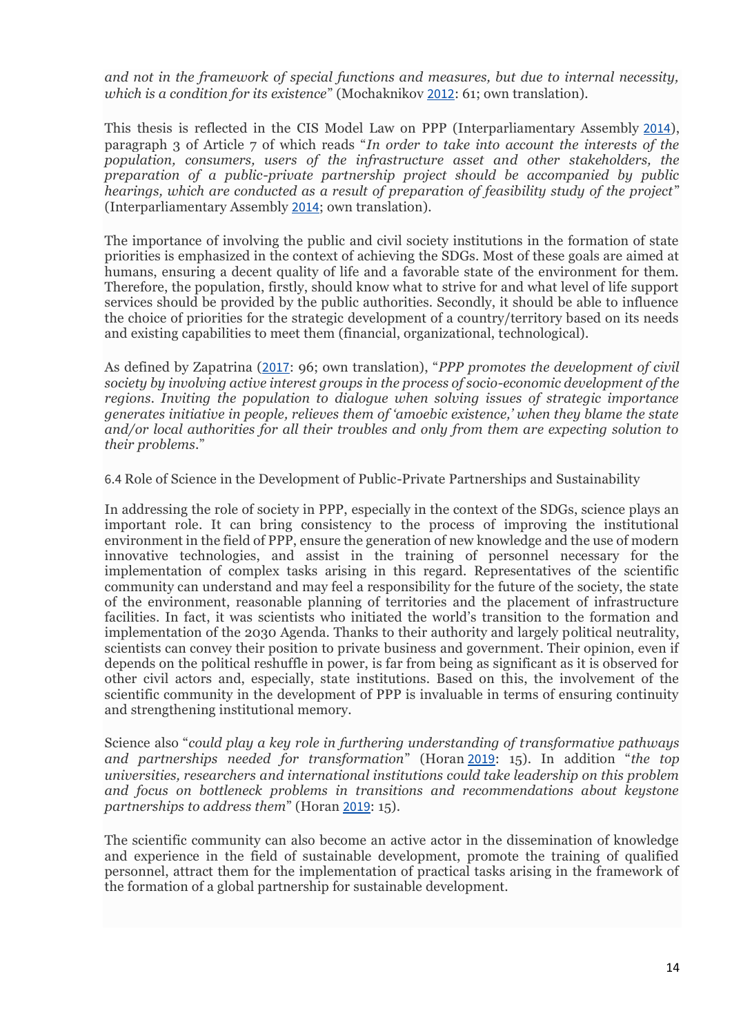*and not in the framework of special functions and measures, but due to internal necessity, which is a condition for its existence*" (Mochaknikov 2012: 61; own translation).

This thesis is reflected in the CIS Model Law on PPP (Interparliamentary Assembly 2014), paragraph 3 of Article 7 of which reads "*In order to take into account the interests of the population, consumers, users of the infrastructure asset and other stakeholders, the preparation of a public-private partnership project should be accompanied by public hearings, which are conducted as a result of preparation of feasibility study of the project*" (Interparliamentary Assembly 2014; own translation).

The importance of involving the public and civil society institutions in the formation of state priorities is emphasized in the context of achieving the SDGs. Most of these goals are aimed at humans, ensuring a decent quality of life and a favorable state of the environment for them. Therefore, the population, firstly, should know what to strive for and what level of life support services should be provided by the public authorities. Secondly, it should be able to influence the choice of priorities for the strategic development of a country/territory based on its needs and existing capabilities to meet them (financial, organizational, technological).

As defined by Zapatrina (2017: 96; own translation), "*PPP promotes the development of civil society by involving active interest groups in the process of socio-economic development of the regions. Inviting the population to dialogue when solving issues of strategic importance generates initiative in people, relieves them of 'amoebic existence,' when they blame the state and/or local authorities for all their troubles and only from them are expecting solution to their problems.*"

### 6.4 Role of Science in the Development of Public-Private Partnerships and Sustainability

In addressing the role of society in PPP, especially in the context of the SDGs, science plays an important role. It can bring consistency to the process of improving the institutional environment in the field of PPP, ensure the generation of new knowledge and the use of modern innovative technologies, and assist in the training of personnel necessary for the implementation of complex tasks arising in this regard. Representatives of the scientific community can understand and may feel a responsibility for the future of the society, the state of the environment, reasonable planning of territories and the placement of infrastructure facilities. In fact, it was scientists who initiated the world's transition to the formation and implementation of the 2030 Agenda. Thanks to their authority and largely political neutrality, scientists can convey their position to private business and government. Their opinion, even if depends on the political reshuffle in power, is far from being as significant as it is observed for other civil actors and, especially, state institutions. Based on this, the involvement of the scientific community in the development of PPP is invaluable in terms of ensuring continuity and strengthening institutional memory.

Science also "*could play a key role in furthering understanding of transformative pathways and partnerships needed for transformation*" (Horan 2019: 15). In addition "*the top universities, researchers and international institutions could take leadership on this problem and focus on bottleneck problems in transitions and recommendations about keystone partnerships to address them*" (Horan 2019: 15).

The scientific community can also become an active actor in the dissemination of knowledge and experience in the field of sustainable development, promote the training of qualified personnel, attract them for the implementation of practical tasks arising in the framework of the formation of a global partnership for sustainable development.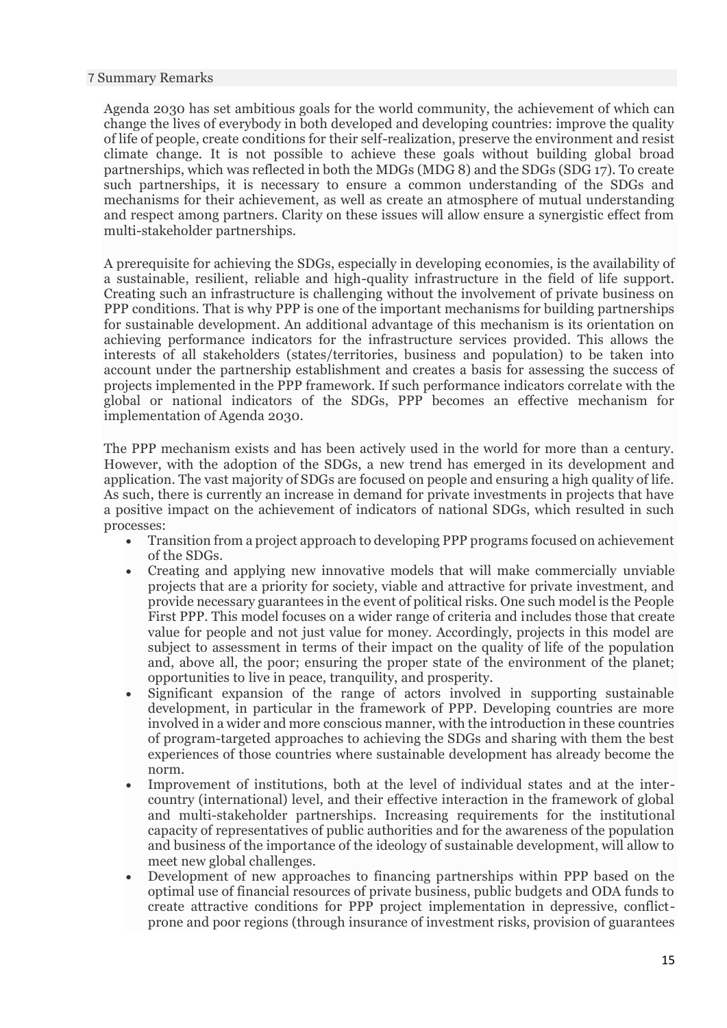## 7 Summary Remarks

Agenda 2030 has set ambitious goals for the world community, the achievement of which can change the lives of everybody in both developed and developing countries: improve the quality of life of people, create conditions for their self-realization, preserve the environment and resist climate change. It is not possible to achieve these goals without building global broad partnerships, which was reflected in both the MDGs (MDG 8) and the SDGs (SDG 17). To create such partnerships, it is necessary to ensure a common understanding of the SDGs and mechanisms for their achievement, as well as create an atmosphere of mutual understanding and respect among partners. Clarity on these issues will allow ensure a synergistic effect from multi-stakeholder partnerships.

A prerequisite for achieving the SDGs, especially in developing economies, is the availability of a sustainable, resilient, reliable and high-quality infrastructure in the field of life support. Creating such an infrastructure is challenging without the involvement of private business on PPP conditions. That is why PPP is one of the important mechanisms for building partnerships for sustainable development. An additional advantage of this mechanism is its orientation on achieving performance indicators for the infrastructure services provided. This allows the interests of all stakeholders (states/territories, business and population) to be taken into account under the partnership establishment and creates a basis for assessing the success of projects implemented in the PPP framework. If such performance indicators correlate with the global or national indicators of the SDGs, PPP becomes an effective mechanism for implementation of Agenda 2030.

The PPP mechanism exists and has been actively used in the world for more than a century. However, with the adoption of the SDGs, a new trend has emerged in its development and application. The vast majority of SDGs are focused on people and ensuring a high quality of life. As such, there is currently an increase in demand for private investments in projects that have a positive impact on the achievement of indicators of national SDGs, which resulted in such processes:

- Transition from a project approach to developing PPP programs focused on achievement of the SDGs.
- Creating and applying new innovative models that will make commercially unviable projects that are a priority for society, viable and attractive for private investment, and provide necessary guarantees in the event of political risks. One such model is the People First PPP. This model focuses on a wider range of criteria and includes those that create value for people and not just value for money. Accordingly, projects in this model are subject to assessment in terms of their impact on the quality of life of the population and, above all, the poor; ensuring the proper state of the environment of the planet; opportunities to live in peace, tranquility, and prosperity.
- Significant expansion of the range of actors involved in supporting sustainable development, in particular in the framework of PPP. Developing countries are more involved in a wider and more conscious manner, with the introduction in these countries of program-targeted approaches to achieving the SDGs and sharing with them the best experiences of those countries where sustainable development has already become the norm.
- Improvement of institutions, both at the level of individual states and at the inter-country (international) level, and their effective interaction in the framework of global and multi-stakeholder partnerships. Increasing requirements for the institutional capacity of representatives of public authorities and for the awareness of the population and business of the importance of the ideology of sustainable development, will allow to meet new global challenges.
- Development of new approaches to financing partnerships within PPP based on the optimal use of financial resources of private business, public budgets and ODA funds to create attractive conditions for PPP project implementation in depressive, conflict-prone and poor regions (through insurance of investment risks, provision of guarantees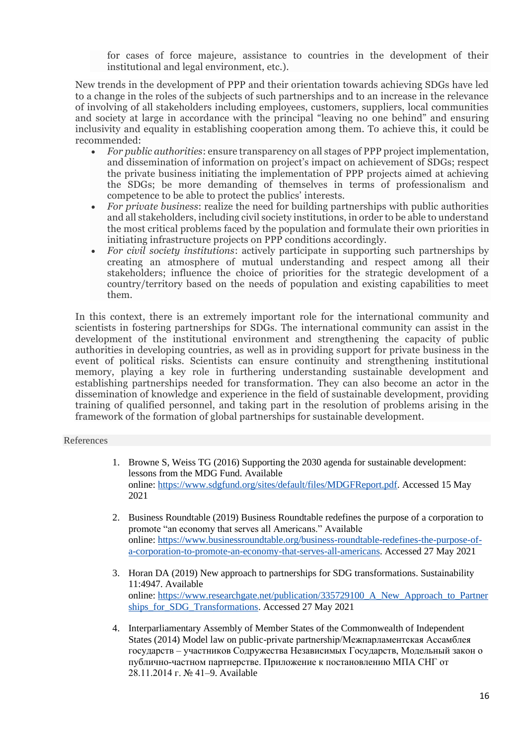for cases of force majeure, assistance to countries in the development of their institutional and legal environment, etc.).

New trends in the development of PPP and their orientation towards achieving SDGs have led to a change in the roles of the subjects of such partnerships and to an increase in the relevance of involving of all stakeholders including employees, customers, suppliers, local communities and society at large in accordance with the principal "leaving no one behind" and ensuring inclusivity and equality in establishing cooperation among them. To achieve this, it could be recommended:

- *For public authorities*: ensure transparency on all stages of PPP project implementation, and dissemination of information on project's impact on achievement of SDGs; respect the private business initiating the implementation of PPP projects aimed at achieving the SDGs; be more demanding of themselves in terms of professionalism and competence to be able to protect the publics' interests.
- *For private business*: realize the need for building partnerships with public authorities and all stakeholders, including civil society institutions, in order to be able to understand the most critical problems faced by the population and formulate their own priorities in initiating infrastructure projects on PPP conditions accordingly.
- *For civil society institutions*: actively participate in supporting such partnerships by creating an atmosphere of mutual understanding and respect among all their stakeholders; influence the choice of priorities for the strategic development of a country/territory based on the needs of population and existing capabilities to meet them.

In this context, there is an extremely important role for the international community and scientists in fostering partnerships for SDGs. The international community can assist in the development of the institutional environment and strengthening the capacity of public authorities in developing countries, as well as in providing support for private business in the event of political risks. Scientists can ensure continuity and strengthening institutional memory, playing a key role in furthering understanding sustainable development and establishing partnerships needed for transformation. They can also become an actor in the dissemination of knowledge and experience in the field of sustainable development, providing training of qualified personnel, and taking part in the resolution of problems arising in the framework of the formation of global partnerships for sustainable development.

## References

1. Browne S, Weiss TG (2016) Supporting the 2030 agenda for sustainable development: lessons from the MDG Fund. Available online: https://www.sdgfund.org/sites/default/files/MDGFReport.pdf. Accessed 15 May 2021

2. Business Roundtable (2019) Business Roundtable redefines the purpose of a corporation to promote "an economy that serves all Americans." Available online: https://www.businessroundtable.org/business-roundtable-redefines-the-purpose-of-a-corporation-to-promote-an-economy-that-serves-all-americans. Accessed 27 May 2021

3. Horan DA (2019) New approach to partnerships for SDG transformations. Sustainability 11:4947. Available online: https://www.researchgate.net/publication/335729100_A_New_Approach_to_Partnerships_for_SDG_Transformations. Accessed 27 May 2021

4. Interparliamentary Assembly of Member States of the Commonwealth of Independent States (2014) Model law on public-private partnership/Межпарламентская Ассамблея государств – участников Содружества Независимых Государств, Модельный закон о публично-частном партнерстве. Приложение к постановлению МПА СНГ от 28.11.2014 г. № 41–9. Available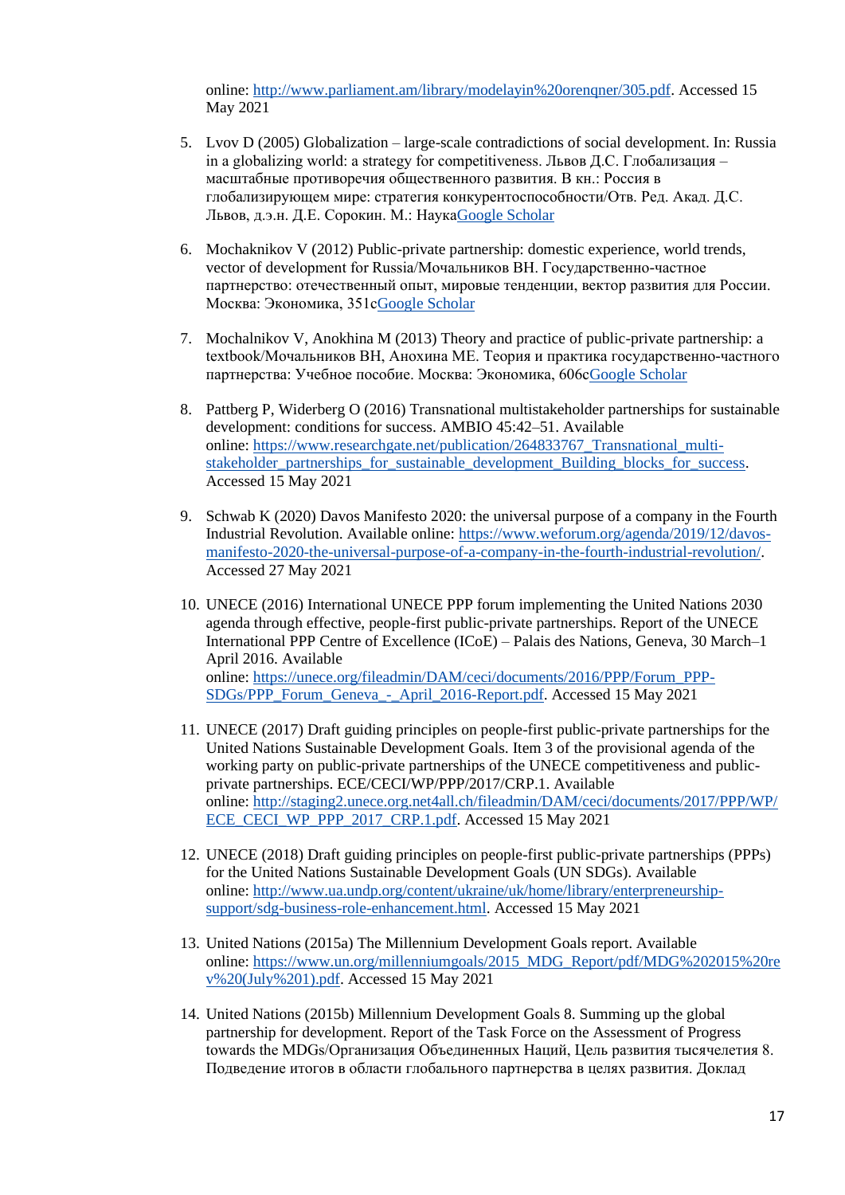online: http://www.parliament.am/library/modelayin%20orenqner/305.pdf. Accessed 15 May 2021

5. Lvov D (2005) Globalization – large-scale contradictions of social development. In: Russia in a globalizing world: a strategy for competitiveness. Львов Д.С. Глобализация – масштабные противоречия общественного развития. В кн.: Россия в глобализирующем мире: стратегия конкурентоспособности/Отв. Ред. Акад. Д.С. Львов, д.э.н. Д.Е. Сорокин. М.: НаукаGoogle Scholar

6. Mochaknikov V (2012) Public-private partnership: domestic experience, world trends, vector of development for Russia/Мочальников ВН. Государственно-частное партнерство: отечественный опыт, мировые тенденции, вектор развития для России. Москва: Экономика, 351cGoogle Scholar

7. Mochalnikov V, Anokhina M (2013) Theory and practice of public-private partnership: a textbook/Мочальников ВН, Анохина МЕ. Теория и практика государственно-частного партнерства: Учебное пособие. Москва: Экономика, 606cGoogle Scholar

8. Pattberg P, Widerberg O (2016) Transnational multistakeholder partnerships for sustainable development: conditions for success. AMBIO 45:42–51. Available online: https://www.researchgate.net/publication/264833767_Transnational_multi-stakeholder_partnerships_for_sustainable_development_Building_blocks_for_success. Accessed 15 May 2021

9. Schwab K (2020) Davos Manifesto 2020: the universal purpose of a company in the Fourth Industrial Revolution. Available online: https://www.weforum.org/agenda/2019/12/davos-manifesto-2020-the-universal-purpose-of-a-company-in-the-fourth-industrial-revolution/. Accessed 27 May 2021

10. UNECE (2016) International UNECE PPP forum implementing the United Nations 2030 agenda through effective, people-first public-private partnerships. Report of the UNECE International PPP Centre of Excellence (ICoE) – Palais des Nations, Geneva, 30 March–1 April 2016. Available online: https://unece.org/fileadmin/DAM/ceci/documents/2016/PPP/Forum_PPP-SDGs/PPP_Forum_Geneva_-_April_2016-Report.pdf. Accessed 15 May 2021

11. UNECE (2017) Draft guiding principles on people-first public-private partnerships for the United Nations Sustainable Development Goals. Item 3 of the provisional agenda of the working party on public-private partnerships of the UNECE competitiveness and public-private partnerships. ECE/CECI/WP/PPP/2017/CRP.1. Available online: http://staging2.unece.org.net4all.ch/fileadmin/DAM/ceci/documents/2017/PPP/WP/ECE_CECI_WP_PPP_2017_CRP.1.pdf. Accessed 15 May 2021

12. UNECE (2018) Draft guiding principles on people-first public-private partnerships (PPPs) for the United Nations Sustainable Development Goals (UN SDGs). Available online: http://www.ua.undp.org/content/ukraine/uk/home/library/enterpreneurship-support/sdg-business-role-enhancement.html. Accessed 15 May 2021

13. United Nations (2015a) The Millennium Development Goals report. Available online: https://www.un.org/millenniumgoals/2015_MDG_Report/pdf/MDG%202015%20rev%20(July%201).pdf. Accessed 15 May 2021

14. United Nations (2015b) Millennium Development Goals 8. Summing up the global partnership for development. Report of the Task Force on the Assessment of Progress towards the MDGs/Организация Объединенных Наций, Цель развития тысячелетия 8. Подведение итогов в области глобального партнерства в целях развития. Доклад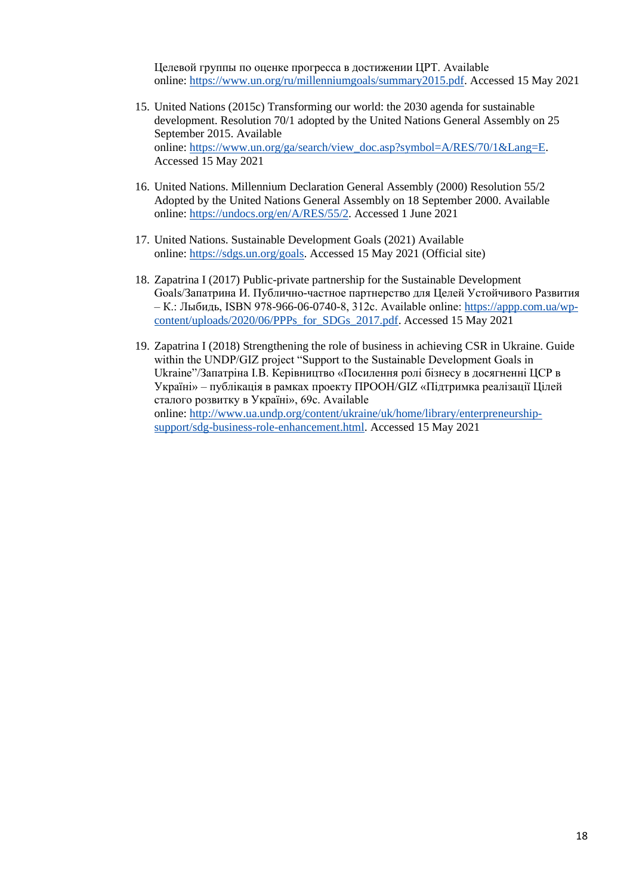Целевой группы по оценке прогресса в достижении ЦРТ. Available online: https://www.un.org/ru/millenniumgoals/summary2015.pdf. Accessed 15 May 2021

15. United Nations (2015c) Transforming our world: the 2030 agenda for sustainable development. Resolution 70/1 adopted by the United Nations General Assembly on 25 September 2015. Available online: https://www.un.org/ga/search/view_doc.asp?symbol=A/RES/70/1&Lang=E. Accessed 15 May 2021

16. United Nations. Millennium Declaration General Assembly (2000) Resolution 55/2 Adopted by the United Nations General Assembly on 18 September 2000. Available online: https://undocs.org/en/A/RES/55/2. Accessed 1 June 2021

17. United Nations. Sustainable Development Goals (2021) Available online: https://sdgs.un.org/goals. Accessed 15 May 2021 (Official site)

18. Zapatrina I (2017) Public-private partnership for the Sustainable Development Goals/Запатрина И. Публично-частное партнерство для Целей Устойчивого Развития – К.: Лыбидь, ISBN 978-966-06-0740-8, 312с. Available online: https://appp.com.ua/wp-content/uploads/2020/06/PPPs_for_SDGs_2017.pdf. Accessed 15 May 2021

19. Zapatrina I (2018) Strengthening the role of business in achieving CSR in Ukraine. Guide within the UNDP/GIZ project "Support to the Sustainable Development Goals in Ukraine"/Запатріна І.В. Керівництво «Посилення ролі бізнесу в досягненні ЦСР в Україні» – публікація в рамках проекту ПРООН/GIZ «Підтримка реалізації Цілей сталого розвитку в Україні», 69с. Available online: http://www.ua.undp.org/content/ukraine/uk/home/library/enterpreneurship-support/sdg-business-role-enhancement.html. Accessed 15 May 2021